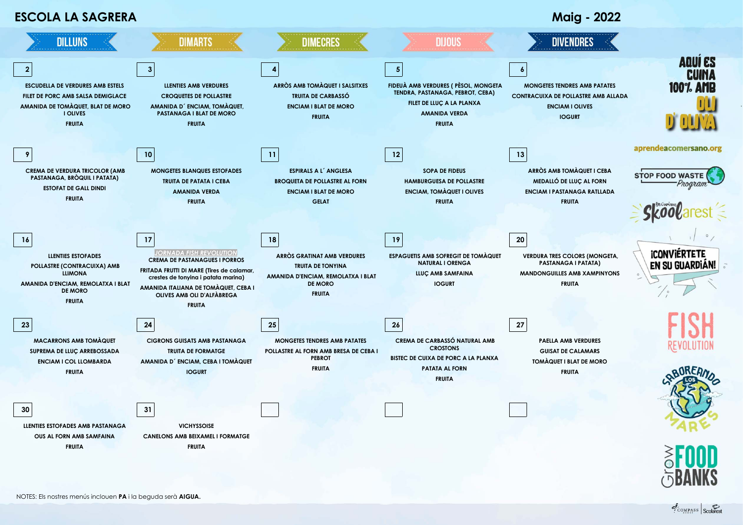# ESCOLA LA SAGRERA

## Maig - 2022

| DILLUNS | DIMARTS | DIMECRES | DIJOUS | DIVENDRES |
|---|---|---|---|---|
| **2**<br>ESCUDELLA DE VERDURES AMB ESTELS<br>FILET DE PORC AMB SALSA DEMIGLACE<br>AMANIDA DE TOMÀQUET, BLAT DE MORO I OLIVES<br>FRUITA | **3**<br>LLENTIES AMB VERDURES<br>CROQUETES DE POLLASTRE<br>AMANIDA D´ ENCIAM, TOMÀQUET, PASTANAGA I BLAT DE MORO<br>FRUITA | **4**<br>ARRÒS AMB TOMÀQUET I SALSITXES<br>TRUITA DE CARBASSÓ<br>ENCIAM I BLAT DE MORO<br>FRUITA | **5**<br>FIDEUÀ AMB VERDURES ( PÈSOL, MONGETA TENDRA, PASTANAGA, PEBROT, CEBA)<br>FILET DE LLUÇ A LA PLANXA<br>AMANIDA VERDA<br>FRUITA | **6**<br>MONGETES TENDRES AMB PATATES<br>CONTRACUIXA DE POLLASTRE AMB ALLADA<br>ENCIAM I OLIVES<br>IOGURT |
| **9**<br>CREMA DE VERDURA TRICOLOR (AMB PASTANAGA, BRÒQUIL I PATATA)<br>ESTOFAT DE GALL DINDI<br>FRUITA | **10**<br>MONGETES BLANQUES ESTOFADES<br>TRUITA DE PATATA I CEBA<br>AMANIDA VERDA<br>FRUITA | **11**<br>ESPIRALS A L´ ANGLESA<br>BROQUETA DE POLLASTRE AL FORN<br>ENCIAM I BLAT DE MORO<br>GELAT | **12**<br>SOPA DE FIDEUS<br>HAMBURGUESA DE POLLASTRE<br>ENCIAM, TOMÀQUET I OLIVES<br>FRUITA | **13**<br>ARRÒS AMB TOMÀQUET I CEBA<br>MEDALLÓ DE LLUÇ AL FORN<br>ENCIAM I PASTANAGA RATLLADA<br>FRUITA |
| **16**<br>LLENTIES ESTOFADES<br>POLLASTRE (CONTRACUIXA) AMB LLIMONA<br>AMANIDA D'ENCIAM, REMOLATXA I BLAT DE MORO<br>FRUITA | **17**<br>*JORNADA FISH REVOLUTION*<br>CREMA DE PASTANAGUES I PORROS<br>FRITADA FRUTTI DI MARE (Tires de calamar, crestes de tonyina i patata marina)<br>AMANIDA ITALIANA DE TOMÀQUET, CEBA I OLIVES AMB OLI D'ALFÀBREGA<br>FRUITA | **18**<br>ARRÒS GRATINAT AMB VERDURES<br>TRUITA DE TONYINA<br>AMANIDA D'ENCIAM, REMOLATXA I BLAT DE MORO<br>FRUITA | **19**<br>ESPAGUETIS AMB SOFREGIT DE TOMÀQUET NATURAL I ORENGA<br>LLUÇ AMB SAMFAINA<br>IOGURT | **20**<br>VERDURA TRES COLORS (MONGETA, PASTANAGA I PATATA)<br>MANDONGUILLES AMB XAMPINYONS<br>FRUITA |
| **23**<br>MACARRONS AMB TOMÀQUET<br>SUPREMA DE LLUÇ ARREBOSSADA<br>ENCIAM I COL LLOMBARDA<br>FRUITA | **24**<br>CIGRONS GUISATS AMB PASTANAGA<br>TRUITA DE FORMATGE<br>AMANIDA D´ ENCIAM, CEBA I TOMÀQUET<br>IOGURT | **25**<br>MONGETES TENDRES AMB PATATES<br>POLLASTRE AL FORN AMB BRESA DE CEBA I PEBROT<br>FRUITA | **26**<br>CREMA DE CARBASSÓ NATURAL AMB CROSTONS<br>BISTEC DE CUIXA DE PORC A LA PLANXA<br>PATATA AL FORN<br>FRUITA | **27**<br>PAELLA AMB VERDURES<br>GUISAT DE CALAMARS<br>TOMÀQUET I BLAT DE MORO<br>FRUITA |
| **30**<br>LLENTIES ESTOFADES AMB PASTANAGA<br>OUS AL FORN AMB SAMFAINA<br>FRUITA | **31**<br>VICHYSSOISE<br>CANELONS AMB BEIXAMEL I FORMATGE<br>FRUITA | | | |

AQUÍ ES CUINA 100% AMB OLI D' OLIVA

NOTES: Els nostres menús inclouen **PA** i la beguda serà **AIGUA.**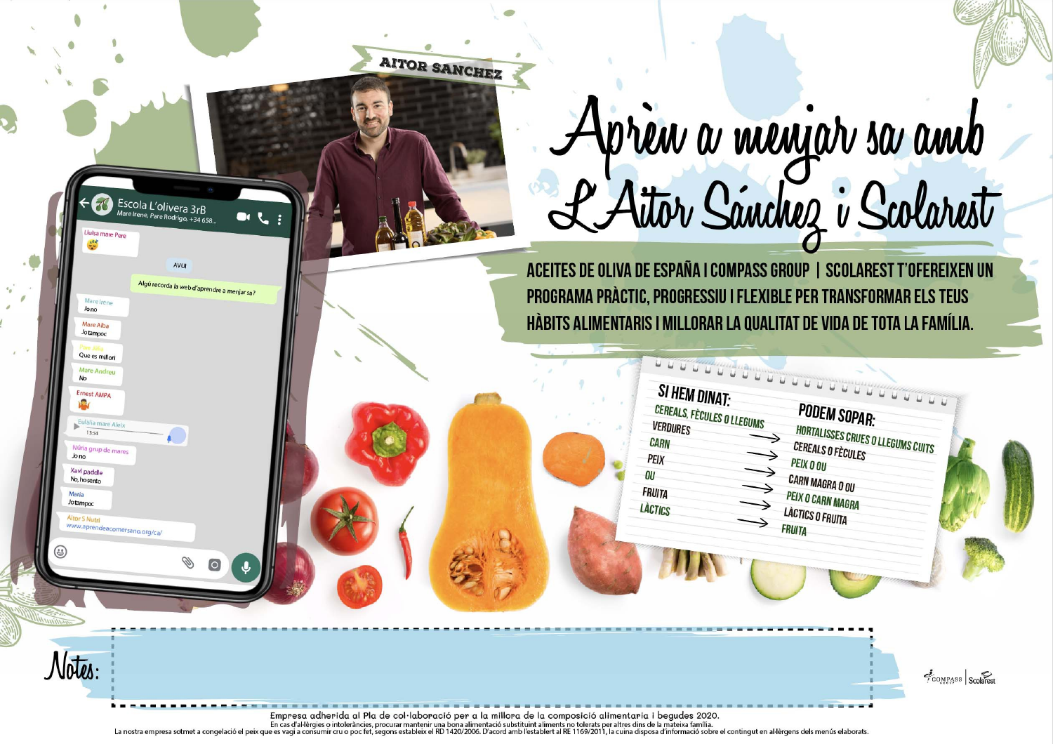AITOR SANCHEZ

# Aprèn a menjar sa amb L'Aitor Sánchez i Scolarest

**ACEITES DE OLIVA DE ESPAÑA I COMPASS GROUP | SCOLAREST T'OFEREIXEN UN PROGRAMA PRÀCTIC, PROGRESSIU I FLEXIBLE PER TRANSFORMAR ELS TEUS HÀBITS ALIMENTARIS I MILLORAR LA QUALITAT DE VIDA DE TOTA LA FAMÍLIA.**

Escola L'olivera 3rB
Mare Irene, Pare Rodrigo, +34 658...

Lluïsa mare Pere

AVUI

Algú recorda la web d'aprendre a menjar sa?

Mare Irene: Jo no

Mare Alba: Jo tampoc

Pare Jalla: Que es millori

Mare Andreu: No

Ernest AMPA

Eulàlia mare Aleix 13:54

Núria grup de mares: Jo no

Xavi paddle: No, ho sento

Maria: Jo tampoc

Aitor S Nutri: www.aprendeacomersano.org/ca/

| SI HEM DINAT: | | PODEM SOPAR: |
|---|---|---|
| CEREALS, FÈCULES O LLEGUMS | → | HORTALISSES CRUES O LLEGUMS CUITS |
| VERDURES | → | CEREALS O FÈCULES |
| CARN | → | PEIX O OU |
| PEIX | → | CARN MAGRA O OU |
| OU | → | PEIX O CARN MAGRA |
| FRUITA | → | LÀCTICS O FRUITA |
| LÀCTICS | → | FRUITA |

Notes:

COMPASS | Scolarest

Empresa adherida al Pla de col·laboració per a la millora de la composició alimentaria i begudes 2020.
En cas d'al·lèrgies o intoleràncies, procurar mantenir una bona alimentació substituint aliments no tolerats per altres dins de la mateixa família.
La nostra empresa sotmet a congelació el peix que es vagi a consumir cru o poc fet, segons estableix el RD 1420/2006. D'acord amb l'establert al RE 1169/2011, la cuina disposa d'informació sobre el contingut en al·lèrgens dels menús elaborats.